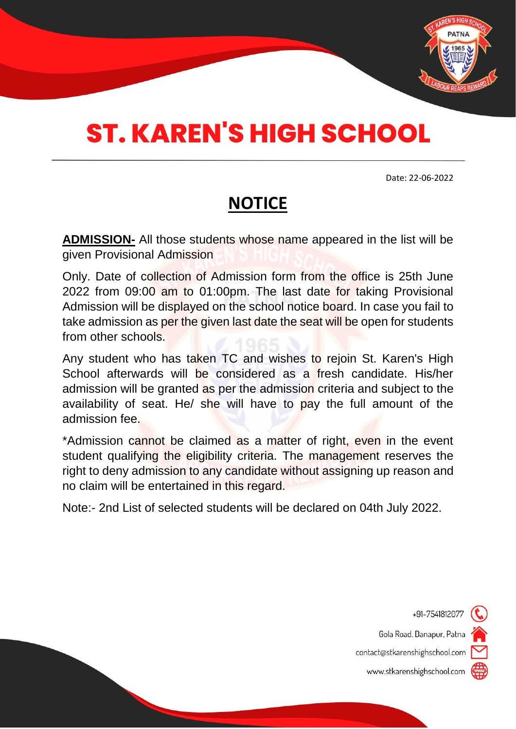# ST. KAREN'S HIGH SCHOOL

Date: 22-06-2022

## NOTICE

**ADMISSION-** All those students whose name appeared in the list will be given Provisional Admission

Only. Date of collection of Admission form from the office is 25th June 2022 from 09:00 am to 01:00pm. The last date for taking Provisional Admission will be displayed on the school notice board. In case you fail to take admission as per the given last date the seat will be open for students from other schools.

Any student who has taken TC and wishes to rejoin St. Karen's High School afterwards will be considered as a fresh candidate. His/her admission will be granted as per the admission criteria and subject to the availability of seat. He/ she will have to pay the full amount of the admission fee.

*Admission cannot be claimed as a matter of right, even in the event student qualifying the eligibility criteria. The management reserves the right to deny admission to any candidate without assigning up reason and no claim will be entertained in this regard.

Note:- 2nd List of selected students will be declared on 04th July 2022.

+91-7541812077

Gola Road, Danapur, Patna

contact@stkarenshighschool.com

www.stkarenshighschool.com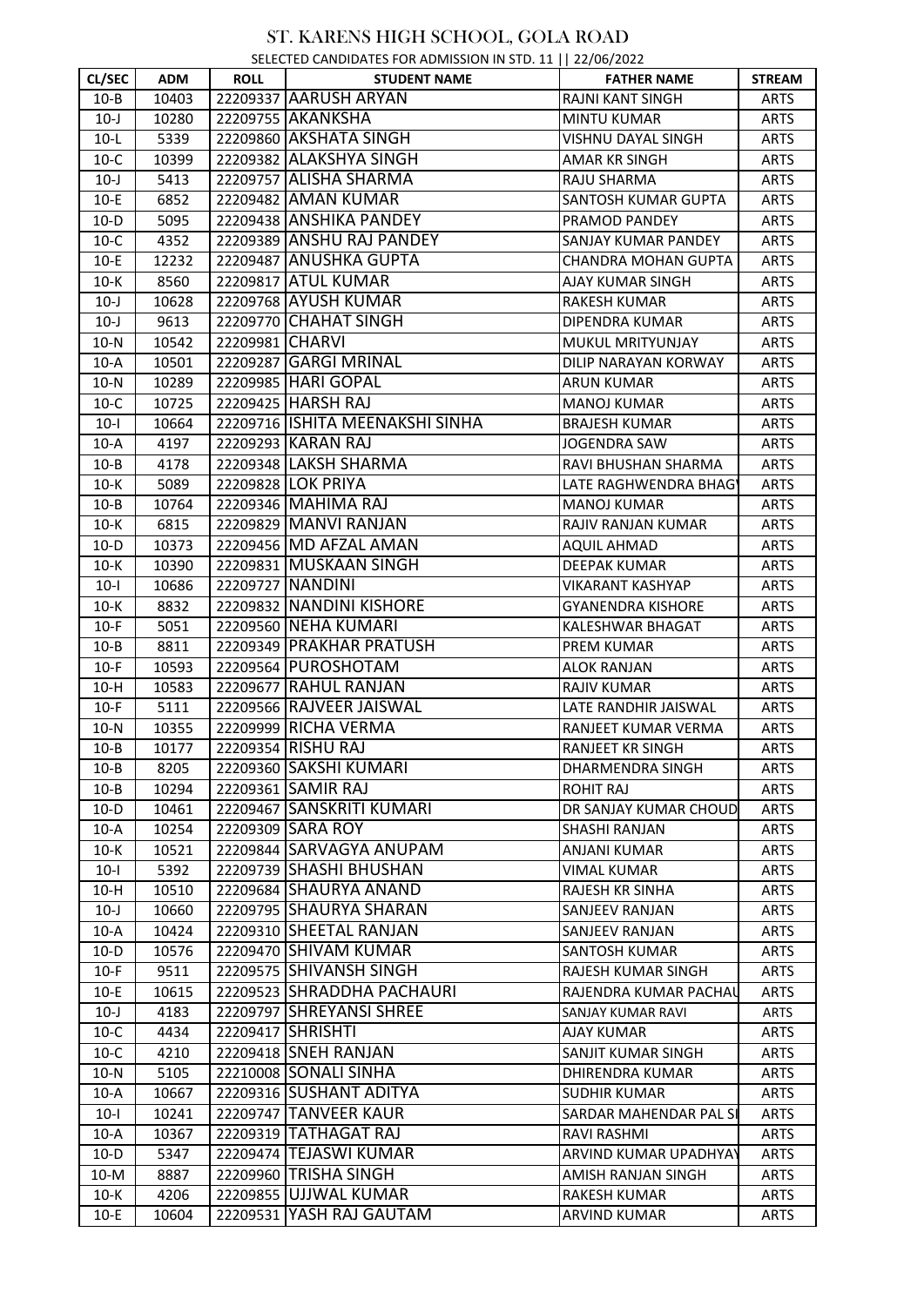# ST. KARENS HIGH SCHOOL, GOLA ROAD

SELECTED CANDIDATES FOR ADMISSION IN STD. 11 || 22/06/2022

| CL/SEC | ADM | ROLL | STUDENT NAME | FATHER NAME | STREAM |
|---|---|---|---|---|---|
| 10-B | 10403 | 22209337 | AARUSH ARYAN | RAJNI KANT SINGH | ARTS |
| 10-J | 10280 | 22209755 | AKANKSHA | MINTU KUMAR | ARTS |
| 10-L | 5339 | 22209860 | AKSHATA SINGH | VISHNU DAYAL SINGH | ARTS |
| 10-C | 10399 | 22209382 | ALAKSHYA SINGH | AMAR KR SINGH | ARTS |
| 10-J | 5413 | 22209757 | ALISHA SHARMA | RAJU SHARMA | ARTS |
| 10-E | 6852 | 22209482 | AMAN KUMAR | SANTOSH KUMAR GUPTA | ARTS |
| 10-D | 5095 | 22209438 | ANSHIKA PANDEY | PRAMOD PANDEY | ARTS |
| 10-C | 4352 | 22209389 | ANSHU RAJ PANDEY | SANJAY KUMAR PANDEY | ARTS |
| 10-E | 12232 | 22209487 | ANUSHKA GUPTA | CHANDRA MOHAN GUPTA | ARTS |
| 10-K | 8560 | 22209817 | ATUL KUMAR | AJAY KUMAR SINGH | ARTS |
| 10-J | 10628 | 22209768 | AYUSH KUMAR | RAKESH KUMAR | ARTS |
| 10-J | 9613 | 22209770 | CHAHAT SINGH | DIPENDRA KUMAR | ARTS |
| 10-N | 10542 | 22209981 | CHARVI | MUKUL MRITYUNJAY | ARTS |
| 10-A | 10501 | 22209287 | GARGI MRINAL | DILIP NARAYAN KORWAY | ARTS |
| 10-N | 10289 | 22209985 | HARI GOPAL | ARUN KUMAR | ARTS |
| 10-C | 10725 | 22209425 | HARSH RAJ | MANOJ KUMAR | ARTS |
| 10-I | 10664 | 22209716 | ISHITA MEENAKSHI SINHA | BRAJESH KUMAR | ARTS |
| 10-A | 4197 | 22209293 | KARAN RAJ | JOGENDRA SAW | ARTS |
| 10-B | 4178 | 22209348 | LAKSH SHARMA | RAVI BHUSHAN SHARMA | ARTS |
| 10-K | 5089 | 22209828 | LOK PRIYA | LATE RAGHWENDRA BHAG | ARTS |
| 10-B | 10764 | 22209346 | MAHIMA RAJ | MANOJ KUMAR | ARTS |
| 10-K | 6815 | 22209829 | MANVI RANJAN | RAJIV RANJAN KUMAR | ARTS |
| 10-D | 10373 | 22209456 | MD AFZAL AMAN | AQUIL AHMAD | ARTS |
| 10-K | 10390 | 22209831 | MUSKAAN SINGH | DEEPAK KUMAR | ARTS |
| 10-I | 10686 | 22209727 | NANDINI | VIKARANT KASHYAP | ARTS |
| 10-K | 8832 | 22209832 | NANDINI KISHORE | GYANENDRA KISHORE | ARTS |
| 10-F | 5051 | 22209560 | NEHA KUMARI | KALESHWAR BHAGAT | ARTS |
| 10-B | 8811 | 22209349 | PRAKHAR PRATUSH | PREM KUMAR | ARTS |
| 10-F | 10593 | 22209564 | PUROSHOTAM | ALOK RANJAN | ARTS |
| 10-H | 10583 | 22209677 | RAHUL RANJAN | RAJIV KUMAR | ARTS |
| 10-F | 5111 | 22209566 | RAJVEER JAISWAL | LATE RANDHIR JAISWAL | ARTS |
| 10-N | 10355 | 22209999 | RICHA VERMA | RANJEET KUMAR VERMA | ARTS |
| 10-B | 10177 | 22209354 | RISHU RAJ | RANJEET KR SINGH | ARTS |
| 10-B | 8205 | 22209360 | SAKSHI KUMARI | DHARMENDRA SINGH | ARTS |
| 10-B | 10294 | 22209361 | SAMIR RAJ | ROHIT RAJ | ARTS |
| 10-D | 10461 | 22209467 | SANSKRITI KUMARI | DR SANJAY KUMAR CHOUD | ARTS |
| 10-A | 10254 | 22209309 | SARA ROY | SHASHI RANJAN | ARTS |
| 10-K | 10521 | 22209844 | SARVAGYA ANUPAM | ANJANI KUMAR | ARTS |
| 10-I | 5392 | 22209739 | SHASHI BHUSHAN | VIMAL KUMAR | ARTS |
| 10-H | 10510 | 22209684 | SHAURYA ANAND | RAJESH KR SINHA | ARTS |
| 10-J | 10660 | 22209795 | SHAURYA SHARAN | SANJEEV RANJAN | ARTS |
| 10-A | 10424 | 22209310 | SHEETAL RANJAN | SANJEEV RANJAN | ARTS |
| 10-D | 10576 | 22209470 | SHIVAM KUMAR | SANTOSH KUMAR | ARTS |
| 10-F | 9511 | 22209575 | SHIVANSH SINGH | RAJESH KUMAR SINGH | ARTS |
| 10-E | 10615 | 22209523 | SHRADDHA PACHAURI | RAJENDRA KUMAR PACHAU | ARTS |
| 10-J | 4183 | 22209797 | SHREYANSI SHREE | SANJAY KUMAR RAVI | ARTS |
| 10-C | 4434 | 22209417 | SHRISHTI | AJAY KUMAR | ARTS |
| 10-C | 4210 | 22209418 | SNEH RANJAN | SANJIT KUMAR SINGH | ARTS |
| 10-N | 5105 | 22210008 | SONALI SINHA | DHIRENDRA KUMAR | ARTS |
| 10-A | 10667 | 22209316 | SUSHANT ADITYA | SUDHIR KUMAR | ARTS |
| 10-I | 10241 | 22209747 | TANVEER KAUR | SARDAR MAHENDAR PAL SI | ARTS |
| 10-A | 10367 | 22209319 | TATHAGAT RAJ | RAVI RASHMI | ARTS |
| 10-D | 5347 | 22209474 | TEJASWI KUMAR | ARVIND KUMAR UPADHYAY | ARTS |
| 10-M | 8887 | 22209960 | TRISHA SINGH | AMISH RANJAN SINGH | ARTS |
| 10-K | 4206 | 22209855 | UJJWAL KUMAR | RAKESH KUMAR | ARTS |
| 10-E | 10604 | 22209531 | YASH RAJ GAUTAM | ARVIND KUMAR | ARTS |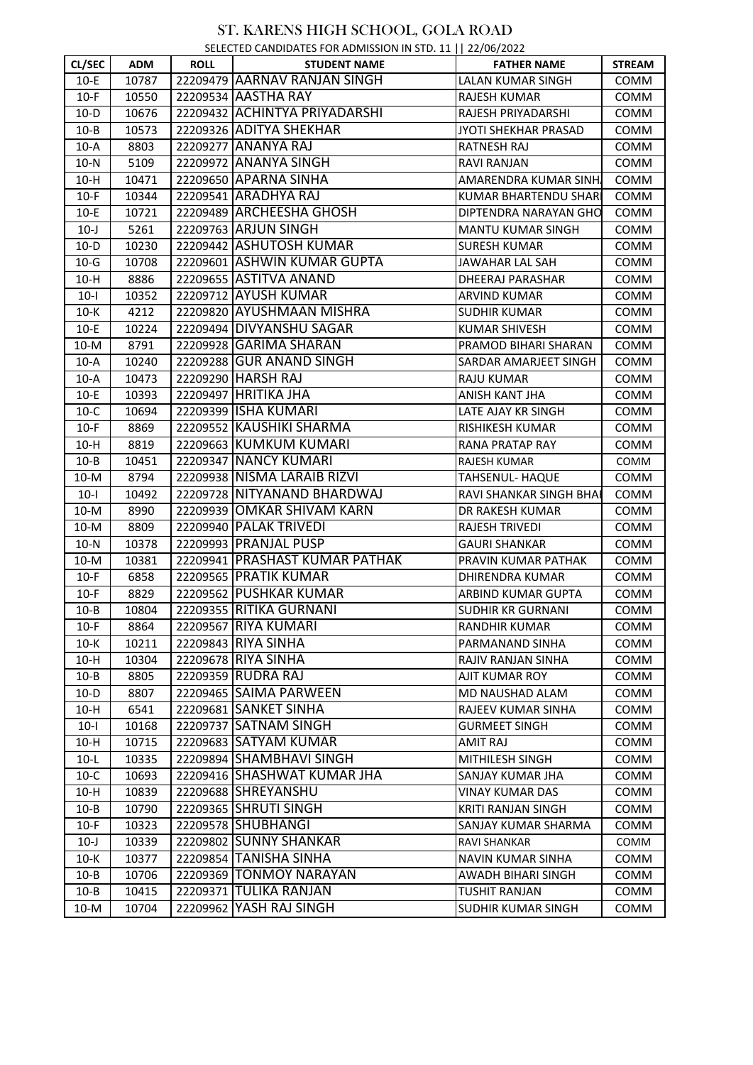# ST. KARENS HIGH SCHOOL, GOLA ROAD

SELECTED CANDIDATES FOR ADMISSION IN STD. 11 || 22/06/2022

| CL/SEC | ADM | ROLL | STUDENT NAME | FATHER NAME | STREAM |
|---|---|---|---|---|---|
| 10-E | 10787 | 22209479 | AARNAV RANJAN SINGH | LALAN KUMAR SINGH | COMM |
| 10-F | 10550 | 22209534 | AASTHA RAY | RAJESH KUMAR | COMM |
| 10-D | 10676 | 22209432 | ACHINTYA PRIYADARSHI | RAJESH PRIYADARSHI | COMM |
| 10-B | 10573 | 22209326 | ADITYA SHEKHAR | JYOTI SHEKHAR PRASAD | COMM |
| 10-A | 8803 | 22209277 | ANANYA RAJ | RATNESH RAJ | COMM |
| 10-N | 5109 | 22209972 | ANANYA SINGH | RAVI RANJAN | COMM |
| 10-H | 10471 | 22209650 | APARNA SINHA | AMARENDRA KUMAR SINH | COMM |
| 10-F | 10344 | 22209541 | ARADHYA RAJ | KUMAR BHARTENDU SHAR | COMM |
| 10-E | 10721 | 22209489 | ARCHEESHA GHOSH | DIPTENDRA NARAYAN GHO | COMM |
| 10-J | 5261 | 22209763 | ARJUN SINGH | MANTU KUMAR SINGH | COMM |
| 10-D | 10230 | 22209442 | ASHUTOSH KUMAR | SURESH KUMAR | COMM |
| 10-G | 10708 | 22209601 | ASHWIN KUMAR GUPTA | JAWAHAR LAL SAH | COMM |
| 10-H | 8886 | 22209655 | ASTITVA ANAND | DHEERAJ PARASHAR | COMM |
| 10-I | 10352 | 22209712 | AYUSH KUMAR | ARVIND KUMAR | COMM |
| 10-K | 4212 | 22209820 | AYUSHMAAN MISHRA | SUDHIR KUMAR | COMM |
| 10-E | 10224 | 22209494 | DIVYANSHU SAGAR | KUMAR SHIVESH | COMM |
| 10-M | 8791 | 22209928 | GARIMA SHARAN | PRAMOD BIHARI SHARAN | COMM |
| 10-A | 10240 | 22209288 | GUR ANAND SINGH | SARDAR AMARJEET SINGH | COMM |
| 10-A | 10473 | 22209290 | HARSH RAJ | RAJU KUMAR | COMM |
| 10-E | 10393 | 22209497 | HRITIKA JHA | ANISH KANT JHA | COMM |
| 10-C | 10694 | 22209399 | ISHA KUMARI | LATE AJAY KR SINGH | COMM |
| 10-F | 8869 | 22209552 | KAUSHIKI SHARMA | RISHIKESH KUMAR | COMM |
| 10-H | 8819 | 22209663 | KUMKUM KUMARI | RANA PRATAP RAY | COMM |
| 10-B | 10451 | 22209347 | NANCY KUMARI | RAJESH KUMAR | COMM |
| 10-M | 8794 | 22209938 | NISMA LARAIB RIZVI | TAHSENUL- HAQUE | COMM |
| 10-I | 10492 | 22209728 | NITYANAND BHARDWAJ | RAVI SHANKAR SINGH BHA | COMM |
| 10-M | 8990 | 22209939 | OMKAR SHIVAM KARN | DR RAKESH KUMAR | COMM |
| 10-M | 8809 | 22209940 | PALAK TRIVEDI | RAJESH TRIVEDI | COMM |
| 10-N | 10378 | 22209993 | PRANJAL PUSP | GAURI SHANKAR | COMM |
| 10-M | 10381 | 22209941 | PRASHAST KUMAR PATHAK | PRAVIN KUMAR PATHAK | COMM |
| 10-F | 6858 | 22209565 | PRATIK KUMAR | DHIRENDRA KUMAR | COMM |
| 10-F | 8829 | 22209562 | PUSHKAR KUMAR | ARBIND KUMAR GUPTA | COMM |
| 10-B | 10804 | 22209355 | RITIKA GURNANI | SUDHIR KR GURNANI | COMM |
| 10-F | 8864 | 22209567 | RIYA KUMARI | RANDHIR KUMAR | COMM |
| 10-K | 10211 | 22209843 | RIYA SINHA | PARMANAND SINHA | COMM |
| 10-H | 10304 | 22209678 | RIYA SINHA | RAJIV RANJAN SINHA | COMM |
| 10-B | 8805 | 22209359 | RUDRA RAJ | AJIT KUMAR ROY | COMM |
| 10-D | 8807 | 22209465 | SAIMA PARWEEN | MD NAUSHAD ALAM | COMM |
| 10-H | 6541 | 22209681 | SANKET SINHA | RAJEEV KUMAR SINHA | COMM |
| 10-I | 10168 | 22209737 | SATNAM SINGH | GURMEET SINGH | COMM |
| 10-H | 10715 | 22209683 | SATYAM KUMAR | AMIT RAJ | COMM |
| 10-L | 10335 | 22209894 | SHAMBHAVI SINGH | MITHILESH SINGH | COMM |
| 10-C | 10693 | 22209416 | SHASHWAT KUMAR JHA | SANJAY KUMAR JHA | COMM |
| 10-H | 10839 | 22209688 | SHREYANSHU | VINAY KUMAR DAS | COMM |
| 10-B | 10790 | 22209365 | SHRUTI SINGH | KRITI RANJAN SINGH | COMM |
| 10-F | 10323 | 22209578 | SHUBHANGI | SANJAY KUMAR SHARMA | COMM |
| 10-J | 10339 | 22209802 | SUNNY SHANKAR | RAVI SHANKAR | COMM |
| 10-K | 10377 | 22209854 | TANISHA SINHA | NAVIN KUMAR SINHA | COMM |
| 10-B | 10706 | 22209369 | TONMOY NARAYAN | AWADH BIHARI SINGH | COMM |
| 10-B | 10415 | 22209371 | TULIKA RANJAN | TUSHIT RANJAN | COMM |
| 10-M | 10704 | 22209962 | YASH RAJ SINGH | SUDHIR KUMAR SINGH | COMM |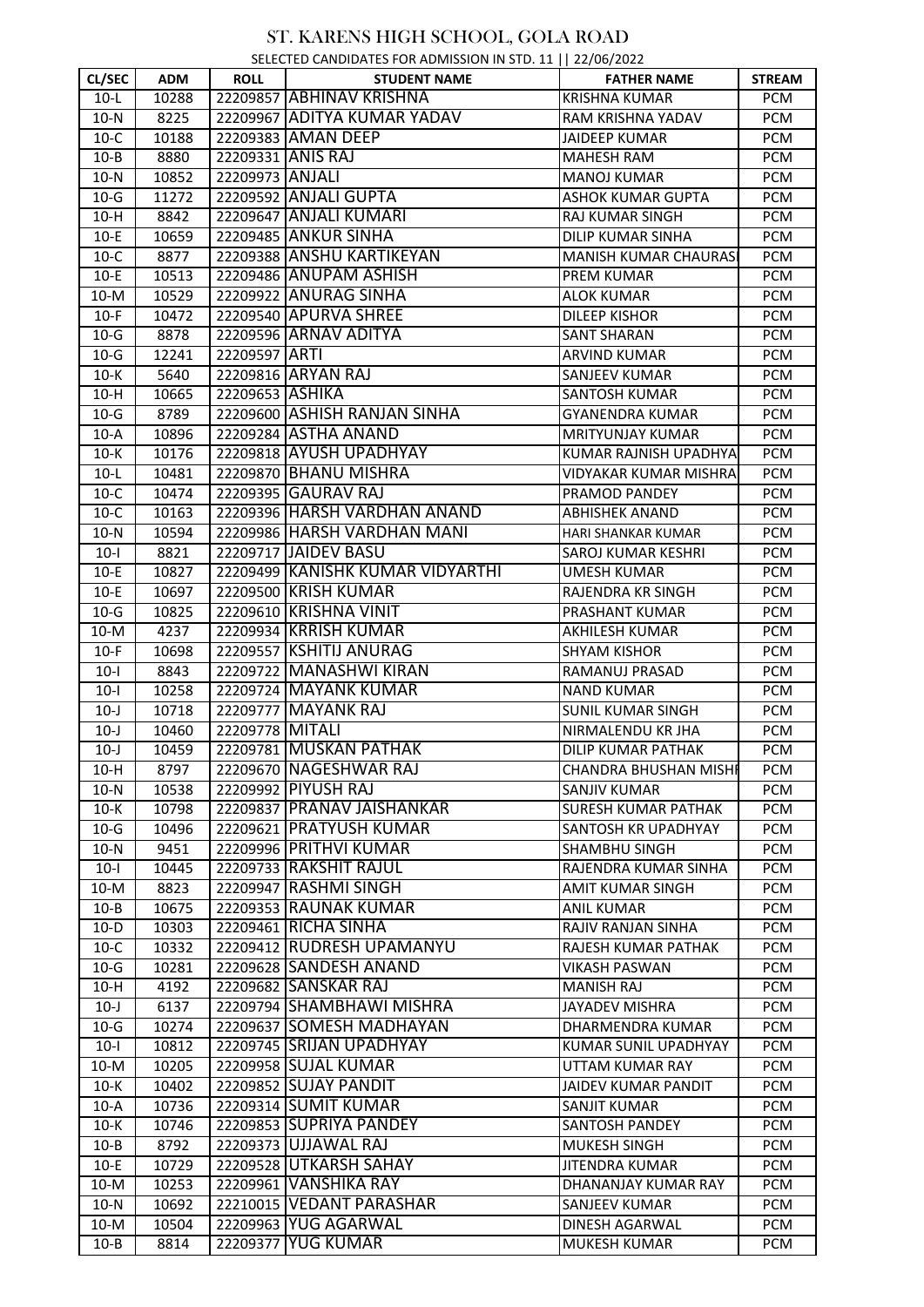# ST. KARENS HIGH SCHOOL, GOLA ROAD

SELECTED CANDIDATES FOR ADMISSION IN STD. 11 || 22/06/2022

| CL/SEC | ADM | ROLL | STUDENT NAME | FATHER NAME | STREAM |
|---|---|---|---|---|---|
| 10-L | 10288 | 22209857 | ABHINAV KRISHNA | KRISHNA KUMAR | PCM |
| 10-N | 8225 | 22209967 | ADITYA KUMAR YADAV | RAM KRISHNA YADAV | PCM |
| 10-C | 10188 | 22209383 | AMAN DEEP | JAIDEEP KUMAR | PCM |
| 10-B | 8880 | 22209331 | ANIS RAJ | MAHESH RAM | PCM |
| 10-N | 10852 | 22209973 | ANJALI | MANOJ KUMAR | PCM |
| 10-G | 11272 | 22209592 | ANJALI GUPTA | ASHOK KUMAR GUPTA | PCM |
| 10-H | 8842 | 22209647 | ANJALI KUMARI | RAJ KUMAR SINGH | PCM |
| 10-E | 10659 | 22209485 | ANKUR SINHA | DILIP KUMAR SINHA | PCM |
| 10-C | 8877 | 22209388 | ANSHU KARTIKEYAN | MANISH KUMAR CHAURASI | PCM |
| 10-E | 10513 | 22209486 | ANUPAM ASHISH | PREM KUMAR | PCM |
| 10-M | 10529 | 22209922 | ANURAG SINHA | ALOK KUMAR | PCM |
| 10-F | 10472 | 22209540 | APURVA SHREE | DILEEP KISHOR | PCM |
| 10-G | 8878 | 22209596 | ARNAV ADITYA | SANT SHARAN | PCM |
| 10-G | 12241 | 22209597 | ARTI | ARVIND KUMAR | PCM |
| 10-K | 5640 | 22209816 | ARYAN RAJ | SANJEEV KUMAR | PCM |
| 10-H | 10665 | 22209653 | ASHIKA | SANTOSH KUMAR | PCM |
| 10-G | 8789 | 22209600 | ASHISH RANJAN SINHA | GYANENDRA KUMAR | PCM |
| 10-A | 10896 | 22209284 | ASTHA ANAND | MRITYUNJAY KUMAR | PCM |
| 10-K | 10176 | 22209818 | AYUSH UPADHYAY | KUMAR RAJNISH UPADHYA | PCM |
| 10-L | 10481 | 22209870 | BHANU MISHRA | VIDYAKAR KUMAR MISHRA | PCM |
| 10-C | 10474 | 22209395 | GAURAV RAJ | PRAMOD PANDEY | PCM |
| 10-C | 10163 | 22209396 | HARSH VARDHAN ANAND | ABHISHEK ANAND | PCM |
| 10-N | 10594 | 22209986 | HARSH VARDHAN MANI | HARI SHANKAR KUMAR | PCM |
| 10-I | 8821 | 22209717 | JAIDEV BASU | SAROJ KUMAR KESHRI | PCM |
| 10-E | 10827 | 22209499 | KANISHK KUMAR VIDYARTHI | UMESH KUMAR | PCM |
| 10-E | 10697 | 22209500 | KRISH KUMAR | RAJENDRA KR SINGH | PCM |
| 10-G | 10825 | 22209610 | KRISHNA VINIT | PRASHANT KUMAR | PCM |
| 10-M | 4237 | 22209934 | KRRISH KUMAR | AKHILESH KUMAR | PCM |
| 10-F | 10698 | 22209557 | KSHITIJ ANURAG | SHYAM KISHOR | PCM |
| 10-I | 8843 | 22209722 | MANASHWI KIRAN | RAMANUJ PRASAD | PCM |
| 10-I | 10258 | 22209724 | MAYANK KUMAR | NAND KUMAR | PCM |
| 10-J | 10718 | 22209777 | MAYANK RAJ | SUNIL KUMAR SINGH | PCM |
| 10-J | 10460 | 22209778 | MITALI | NIRMALENDU KR JHA | PCM |
| 10-J | 10459 | 22209781 | MUSKAN PATHAK | DILIP KUMAR PATHAK | PCM |
| 10-H | 8797 | 22209670 | NAGESHWAR RAJ | CHANDRA BHUSHAN MISHI | PCM |
| 10-N | 10538 | 22209992 | PIYUSH RAJ | SANJIV KUMAR | PCM |
| 10-K | 10798 | 22209837 | PRANAV JAISHANKAR | SURESH KUMAR PATHAK | PCM |
| 10-G | 10496 | 22209621 | PRATYUSH KUMAR | SANTOSH KR UPADHYAY | PCM |
| 10-N | 9451 | 22209996 | PRITHVI KUMAR | SHAMBHU SINGH | PCM |
| 10-I | 10445 | 22209733 | RAKSHIT RAJUL | RAJENDRA KUMAR SINHA | PCM |
| 10-M | 8823 | 22209947 | RASHMI SINGH | AMIT KUMAR SINGH | PCM |
| 10-B | 10675 | 22209353 | RAUNAK KUMAR | ANIL KUMAR | PCM |
| 10-D | 10303 | 22209461 | RICHA SINHA | RAJIV RANJAN SINHA | PCM |
| 10-C | 10332 | 22209412 | RUDRESH UPAMANYU | RAJESH KUMAR PATHAK | PCM |
| 10-G | 10281 | 22209628 | SANDESH ANAND | VIKASH PASWAN | PCM |
| 10-H | 4192 | 22209682 | SANSKAR RAJ | MANISH RAJ | PCM |
| 10-J | 6137 | 22209794 | SHAMBHAWI MISHRA | JAYADEV MISHRA | PCM |
| 10-G | 10274 | 22209637 | SOMESH MADHAYAN | DHARMENDRA KUMAR | PCM |
| 10-I | 10812 | 22209745 | SRIJAN UPADHYAY | KUMAR SUNIL UPADHYAY | PCM |
| 10-M | 10205 | 22209958 | SUJAL KUMAR | UTTAM KUMAR RAY | PCM |
| 10-K | 10402 | 22209852 | SUJAY PANDIT | JAIDEV KUMAR PANDIT | PCM |
| 10-A | 10736 | 22209314 | SUMIT KUMAR | SANJIT KUMAR | PCM |
| 10-K | 10746 | 22209853 | SUPRIYA PANDEY | SANTOSH PANDEY | PCM |
| 10-B | 8792 | 22209373 | UJJAWAL RAJ | MUKESH SINGH | PCM |
| 10-E | 10729 | 22209528 | UTKARSH SAHAY | JITENDRA KUMAR | PCM |
| 10-M | 10253 | 22209961 | VANSHIKA RAY | DHANANJAY KUMAR RAY | PCM |
| 10-N | 10692 | 22210015 | VEDANT PARASHAR | SANJEEV KUMAR | PCM |
| 10-M | 10504 | 22209963 | YUG AGARWAL | DINESH AGARWAL | PCM |
| 10-B | 8814 | 22209377 | YUG KUMAR | MUKESH KUMAR | PCM |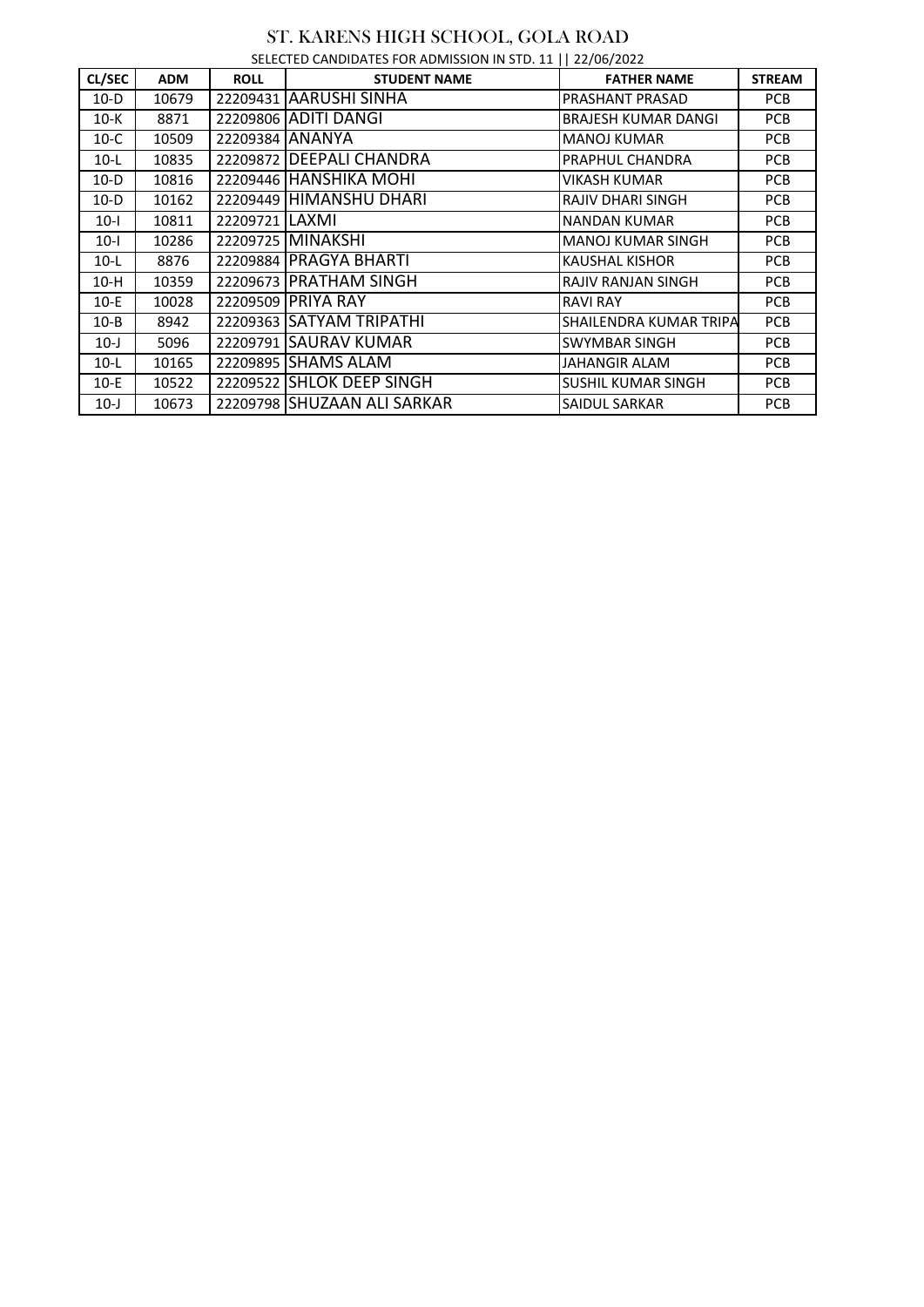# ST. KARENS HIGH SCHOOL, GOLA ROAD

SELECTED CANDIDATES FOR ADMISSION IN STD. 11 || 22/06/2022

| CL/SEC | ADM | ROLL | STUDENT NAME | FATHER NAME | STREAM |
|---|---|---|---|---|---|
| 10-D | 10679 | 22209431 | AARUSHI SINHA | PRASHANT PRASAD | PCB |
| 10-K | 8871 | 22209806 | ADITI DANGI | BRAJESH KUMAR DANGI | PCB |
| 10-C | 10509 | 22209384 | ANANYA | MANOJ KUMAR | PCB |
| 10-L | 10835 | 22209872 | DEEPALI CHANDRA | PRAPHUL CHANDRA | PCB |
| 10-D | 10816 | 22209446 | HANSHIKA MOHI | VIKASH KUMAR | PCB |
| 10-D | 10162 | 22209449 | HIMANSHU DHARI | RAJIV DHARI SINGH | PCB |
| 10-I | 10811 | 22209721 | LAXMI | NANDAN KUMAR | PCB |
| 10-I | 10286 | 22209725 | MINAKSHI | MANOJ KUMAR SINGH | PCB |
| 10-L | 8876 | 22209884 | PRAGYA BHARTI | KAUSHAL KISHOR | PCB |
| 10-H | 10359 | 22209673 | PRATHAM SINGH | RAJIV RANJAN SINGH | PCB |
| 10-E | 10028 | 22209509 | PRIYA RAY | RAVI RAY | PCB |
| 10-B | 8942 | 22209363 | SATYAM TRIPATHI | SHAILENDRA KUMAR TRIPA | PCB |
| 10-J | 5096 | 22209791 | SAURAV KUMAR | SWYMBAR SINGH | PCB |
| 10-L | 10165 | 22209895 | SHAMS ALAM | JAHANGIR ALAM | PCB |
| 10-E | 10522 | 22209522 | SHLOK DEEP SINGH | SUSHIL KUMAR SINGH | PCB |
| 10-J | 10673 | 22209798 | SHUZAAN ALI SARKAR | SAIDUL SARKAR | PCB |